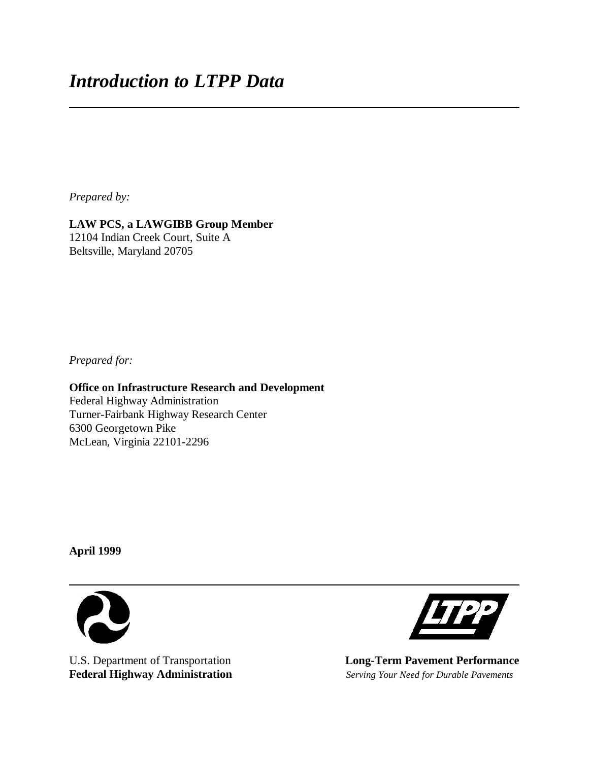# *Introduction to LTPP Data*

*Prepared by:*

**LAW PCS, a LAWGIBB Group Member**
12104 Indian Creek Court, Suite A
Beltsville, Maryland 20705

*Prepared for:*

**Office on Infrastructure Research and Development**
Federal Highway Administration
Turner-Fairbank Highway Research Center
6300 Georgetown Pike
McLean, Virginia 22101-2296

**April 1999**

U.S. Department of Transportation
**Federal Highway Administration**

**Long-Term Pavement Performance**
*Serving Your Need for Durable Pavements*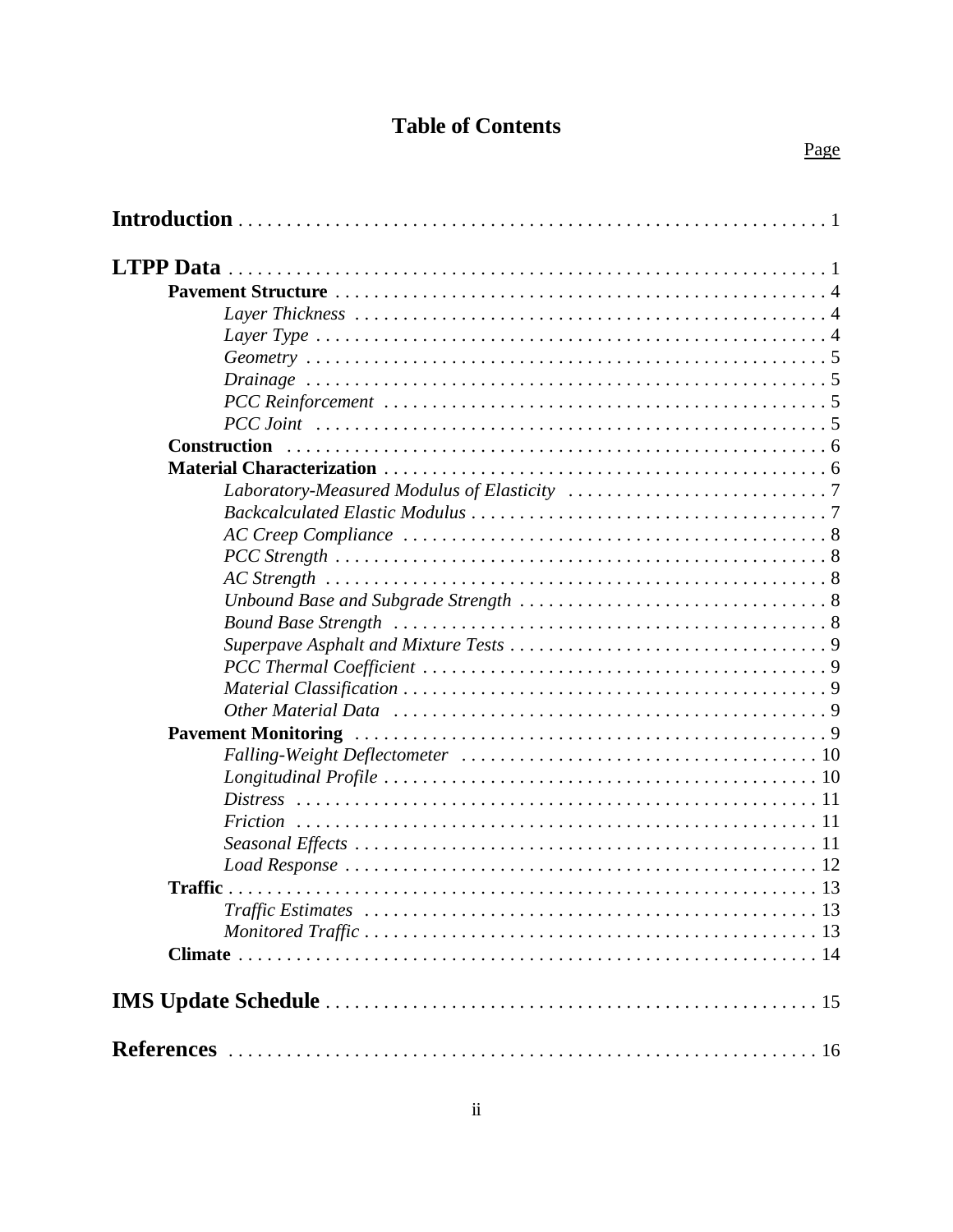# Table of Contents

Page

**Introduction** . . . . . . . . . . . . . . . . . . . . . . . . . . . . . . . . . . . . . . . . . . . . . . . . . . . . . . . . . . . . 1

**LTPP Data** . . . . . . . . . . . . . . . . . . . . . . . . . . . . . . . . . . . . . . . . . . . . . . . . . . . . . . . . . . . . 1

- **Pavement Structure** . . . . . . . . . . . . . . . . . . . . . . . . . . . . . . . . . . . . . . . . . . . . . . . . . . 4
  - *Layer Thickness* . . . . . . . . . . . . . . . . . . . . . . . . . . . . . . . . . . . . . . . . . . . . . . . . . 4
  - *Layer Type* . . . . . . . . . . . . . . . . . . . . . . . . . . . . . . . . . . . . . . . . . . . . . . . . . . . . 4
  - *Geometry* . . . . . . . . . . . . . . . . . . . . . . . . . . . . . . . . . . . . . . . . . . . . . . . . . . . . . 5
  - *Drainage* . . . . . . . . . . . . . . . . . . . . . . . . . . . . . . . . . . . . . . . . . . . . . . . . . . . . . 5
  - *PCC Reinforcement* . . . . . . . . . . . . . . . . . . . . . . . . . . . . . . . . . . . . . . . . . . . . . . 5
  - *PCC Joint* . . . . . . . . . . . . . . . . . . . . . . . . . . . . . . . . . . . . . . . . . . . . . . . . . . . . . 5
- **Construction** . . . . . . . . . . . . . . . . . . . . . . . . . . . . . . . . . . . . . . . . . . . . . . . . . . . . . . 6
- **Material Characterization** . . . . . . . . . . . . . . . . . . . . . . . . . . . . . . . . . . . . . . . . . . . . . 6
  - *Laboratory-Measured Modulus of Elasticity* . . . . . . . . . . . . . . . . . . . . . . . . . . . 7
  - *Backcalculated Elastic Modulus* . . . . . . . . . . . . . . . . . . . . . . . . . . . . . . . . . . . . . 7
  - *AC Creep Compliance* . . . . . . . . . . . . . . . . . . . . . . . . . . . . . . . . . . . . . . . . . . . . 8
  - *PCC Strength* . . . . . . . . . . . . . . . . . . . . . . . . . . . . . . . . . . . . . . . . . . . . . . . . . . . 8
  - *AC Strength* . . . . . . . . . . . . . . . . . . . . . . . . . . . . . . . . . . . . . . . . . . . . . . . . . . . . 8
  - *Unbound Base and Subgrade Strength* . . . . . . . . . . . . . . . . . . . . . . . . . . . . . . . . 8
  - *Bound Base Strength* . . . . . . . . . . . . . . . . . . . . . . . . . . . . . . . . . . . . . . . . . . . . . 8
  - *Superpave Asphalt and Mixture Tests* . . . . . . . . . . . . . . . . . . . . . . . . . . . . . . . . . 9
  - *PCC Thermal Coefficient* . . . . . . . . . . . . . . . . . . . . . . . . . . . . . . . . . . . . . . . . . . 9
  - *Material Classification* . . . . . . . . . . . . . . . . . . . . . . . . . . . . . . . . . . . . . . . . . . . . 9
  - *Other Material Data* . . . . . . . . . . . . . . . . . . . . . . . . . . . . . . . . . . . . . . . . . . . . . 9
- **Pavement Monitoring** . . . . . . . . . . . . . . . . . . . . . . . . . . . . . . . . . . . . . . . . . . . . . . . . . 9
  - *Falling-Weight Deflectometer* . . . . . . . . . . . . . . . . . . . . . . . . . . . . . . . . . . . . . 10
  - *Longitudinal Profile* . . . . . . . . . . . . . . . . . . . . . . . . . . . . . . . . . . . . . . . . . . . . . 10
  - *Distress* . . . . . . . . . . . . . . . . . . . . . . . . . . . . . . . . . . . . . . . . . . . . . . . . . . . . . 11
  - *Friction* . . . . . . . . . . . . . . . . . . . . . . . . . . . . . . . . . . . . . . . . . . . . . . . . . . . . . . 11
  - *Seasonal Effects* . . . . . . . . . . . . . . . . . . . . . . . . . . . . . . . . . . . . . . . . . . . . . . . . 11
  - *Load Response* . . . . . . . . . . . . . . . . . . . . . . . . . . . . . . . . . . . . . . . . . . . . . . . . . 12
- **Traffic** . . . . . . . . . . . . . . . . . . . . . . . . . . . . . . . . . . . . . . . . . . . . . . . . . . . . . . . . . . . . 13
  - *Traffic Estimates* . . . . . . . . . . . . . . . . . . . . . . . . . . . . . . . . . . . . . . . . . . . . . . . 13
  - *Monitored Traffic* . . . . . . . . . . . . . . . . . . . . . . . . . . . . . . . . . . . . . . . . . . . . . . . 13
- **Climate** . . . . . . . . . . . . . . . . . . . . . . . . . . . . . . . . . . . . . . . . . . . . . . . . . . . . . . . . . . . 14

**IMS Update Schedule** . . . . . . . . . . . . . . . . . . . . . . . . . . . . . . . . . . . . . . . . . . . . . . . . . . 15

**References** . . . . . . . . . . . . . . . . . . . . . . . . . . . . . . . . . . . . . . . . . . . . . . . . . . . . . . . . . . 16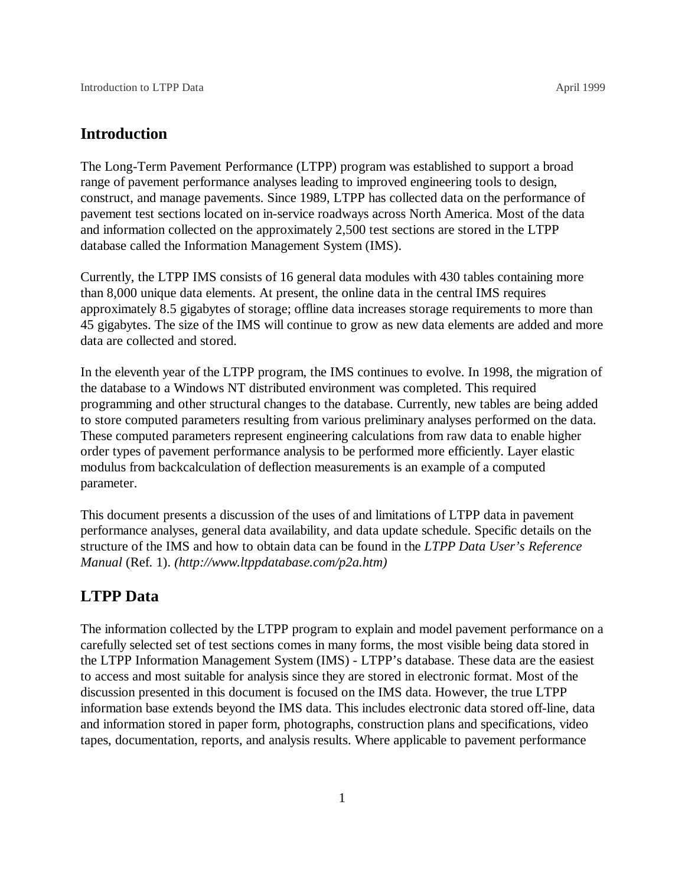## Introduction

The Long-Term Pavement Performance (LTPP) program was established to support a broad range of pavement performance analyses leading to improved engineering tools to design, construct, and manage pavements. Since 1989, LTPP has collected data on the performance of pavement test sections located on in-service roadways across North America. Most of the data and information collected on the approximately 2,500 test sections are stored in the LTPP database called the Information Management System (IMS).

Currently, the LTPP IMS consists of 16 general data modules with 430 tables containing more than 8,000 unique data elements. At present, the online data in the central IMS requires approximately 8.5 gigabytes of storage; offline data increases storage requirements to more than 45 gigabytes. The size of the IMS will continue to grow as new data elements are added and more data are collected and stored.

In the eleventh year of the LTPP program, the IMS continues to evolve. In 1998, the migration of the database to a Windows NT distributed environment was completed. This required programming and other structural changes to the database. Currently, new tables are being added to store computed parameters resulting from various preliminary analyses performed on the data. These computed parameters represent engineering calculations from raw data to enable higher order types of pavement performance analysis to be performed more efficiently. Layer elastic modulus from backcalculation of deflection measurements is an example of a computed parameter.

This document presents a discussion of the uses of and limitations of LTPP data in pavement performance analyses, general data availability, and data update schedule. Specific details on the structure of the IMS and how to obtain data can be found in the *LTPP Data User's Reference Manual* (Ref. 1). *(http://www.ltppdatabase.com/p2a.htm)*

## LTPP Data

The information collected by the LTPP program to explain and model pavement performance on a carefully selected set of test sections comes in many forms, the most visible being data stored in the LTPP Information Management System (IMS) - LTPP's database. These data are the easiest to access and most suitable for analysis since they are stored in electronic format. Most of the discussion presented in this document is focused on the IMS data. However, the true LTPP information base extends beyond the IMS data. This includes electronic data stored off-line, data and information stored in paper form, photographs, construction plans and specifications, video tapes, documentation, reports, and analysis results. Where applicable to pavement performance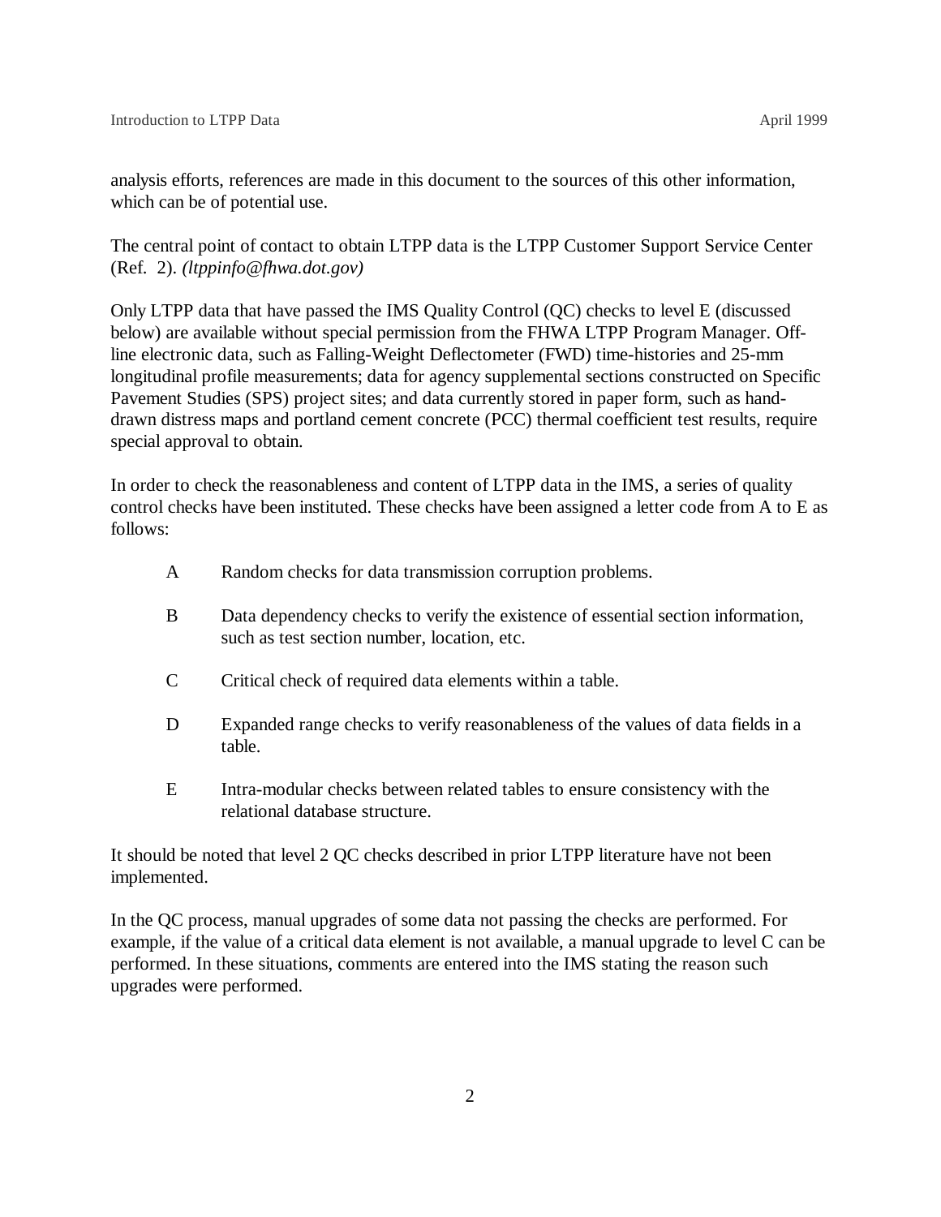analysis efforts, references are made in this document to the sources of this other information, which can be of potential use.

The central point of contact to obtain LTPP data is the LTPP Customer Support Service Center (Ref. 2). *(ltppinfo@fhwa.dot.gov)*

Only LTPP data that have passed the IMS Quality Control (QC) checks to level E (discussed below) are available without special permission from the FHWA LTPP Program Manager. Off-line electronic data, such as Falling-Weight Deflectometer (FWD) time-histories and 25-mm longitudinal profile measurements; data for agency supplemental sections constructed on Specific Pavement Studies (SPS) project sites; and data currently stored in paper form, such as hand-drawn distress maps and portland cement concrete (PCC) thermal coefficient test results, require special approval to obtain.

In order to check the reasonableness and content of LTPP data in the IMS, a series of quality control checks have been instituted. These checks have been assigned a letter code from A to E as follows:

- A — Random checks for data transmission corruption problems.
- B — Data dependency checks to verify the existence of essential section information, such as test section number, location, etc.
- C — Critical check of required data elements within a table.
- D — Expanded range checks to verify reasonableness of the values of data fields in a table.
- E — Intra-modular checks between related tables to ensure consistency with the relational database structure.

It should be noted that level 2 QC checks described in prior LTPP literature have not been implemented.

In the QC process, manual upgrades of some data not passing the checks are performed. For example, if the value of a critical data element is not available, a manual upgrade to level C can be performed. In these situations, comments are entered into the IMS stating the reason such upgrades were performed.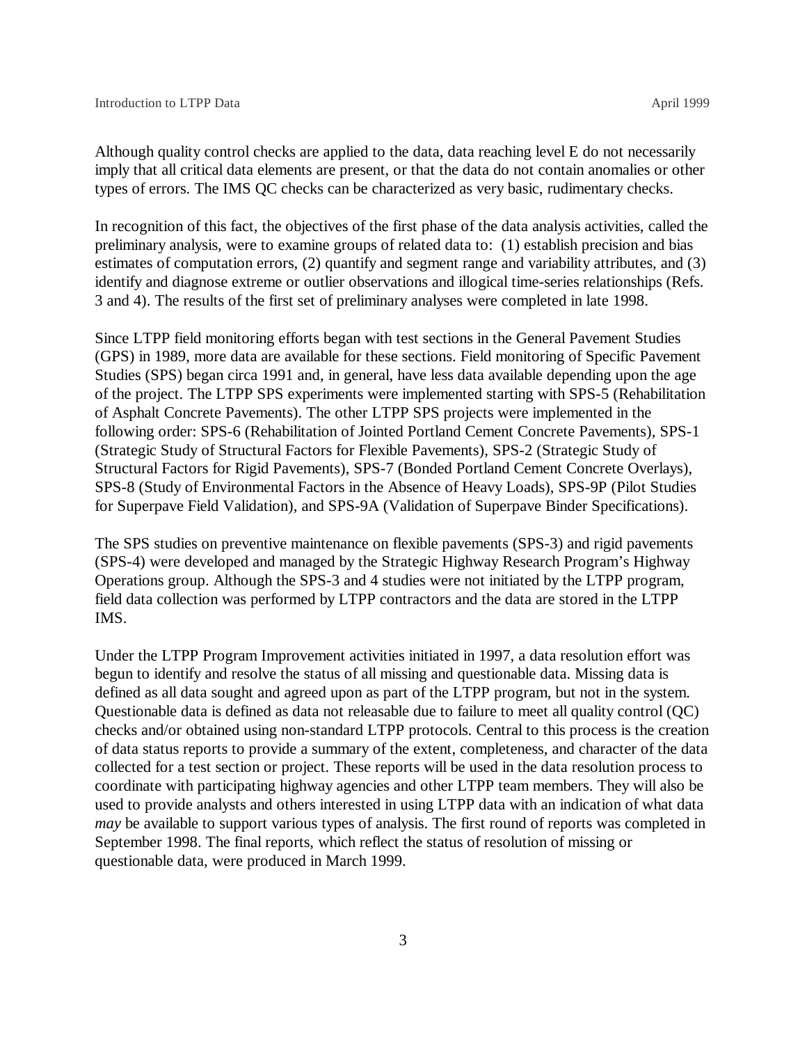Although quality control checks are applied to the data, data reaching level E do not necessarily imply that all critical data elements are present, or that the data do not contain anomalies or other types of errors. The IMS QC checks can be characterized as very basic, rudimentary checks.

In recognition of this fact, the objectives of the first phase of the data analysis activities, called the preliminary analysis, were to examine groups of related data to: (1) establish precision and bias estimates of computation errors, (2) quantify and segment range and variability attributes, and (3) identify and diagnose extreme or outlier observations and illogical time-series relationships (Refs. 3 and 4). The results of the first set of preliminary analyses were completed in late 1998.

Since LTPP field monitoring efforts began with test sections in the General Pavement Studies (GPS) in 1989, more data are available for these sections. Field monitoring of Specific Pavement Studies (SPS) began circa 1991 and, in general, have less data available depending upon the age of the project. The LTPP SPS experiments were implemented starting with SPS-5 (Rehabilitation of Asphalt Concrete Pavements). The other LTPP SPS projects were implemented in the following order: SPS-6 (Rehabilitation of Jointed Portland Cement Concrete Pavements), SPS-1 (Strategic Study of Structural Factors for Flexible Pavements), SPS-2 (Strategic Study of Structural Factors for Rigid Pavements), SPS-7 (Bonded Portland Cement Concrete Overlays), SPS-8 (Study of Environmental Factors in the Absence of Heavy Loads), SPS-9P (Pilot Studies for Superpave Field Validation), and SPS-9A (Validation of Superpave Binder Specifications).

The SPS studies on preventive maintenance on flexible pavements (SPS-3) and rigid pavements (SPS-4) were developed and managed by the Strategic Highway Research Program's Highway Operations group. Although the SPS-3 and 4 studies were not initiated by the LTPP program, field data collection was performed by LTPP contractors and the data are stored in the LTPP IMS.

Under the LTPP Program Improvement activities initiated in 1997, a data resolution effort was begun to identify and resolve the status of all missing and questionable data. Missing data is defined as all data sought and agreed upon as part of the LTPP program, but not in the system. Questionable data is defined as data not releasable due to failure to meet all quality control (QC) checks and/or obtained using non-standard LTPP protocols. Central to this process is the creation of data status reports to provide a summary of the extent, completeness, and character of the data collected for a test section or project. These reports will be used in the data resolution process to coordinate with participating highway agencies and other LTPP team members. They will also be used to provide analysts and others interested in using LTPP data with an indication of what data *may* be available to support various types of analysis. The first round of reports was completed in September 1998. The final reports, which reflect the status of resolution of missing or questionable data, were produced in March 1999.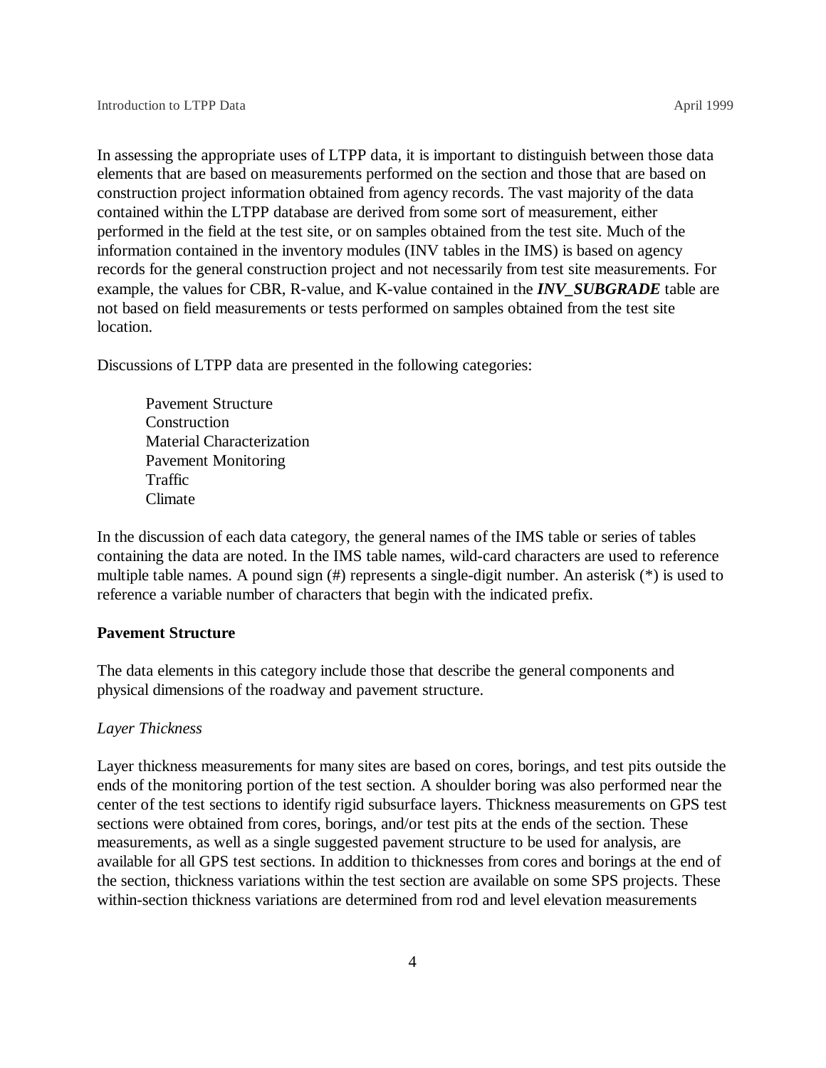In assessing the appropriate uses of LTPP data, it is important to distinguish between those data elements that are based on measurements performed on the section and those that are based on construction project information obtained from agency records. The vast majority of the data contained within the LTPP database are derived from some sort of measurement, either performed in the field at the test site, or on samples obtained from the test site. Much of the information contained in the inventory modules (INV tables in the IMS) is based on agency records for the general construction project and not necessarily from test site measurements. For example, the values for CBR, R-value, and K-value contained in the ***INV_SUBGRADE*** table are not based on field measurements or tests performed on samples obtained from the test site location.

Discussions of LTPP data are presented in the following categories:

- Pavement Structure
- Construction
- Material Characterization
- Pavement Monitoring
- Traffic
- Climate

In the discussion of each data category, the general names of the IMS table or series of tables containing the data are noted. In the IMS table names, wild-card characters are used to reference multiple table names. A pound sign (#) represents a single-digit number. An asterisk (*) is used to reference a variable number of characters that begin with the indicated prefix.

**Pavement Structure**

The data elements in this category include those that describe the general components and physical dimensions of the roadway and pavement structure.

*Layer Thickness*

Layer thickness measurements for many sites are based on cores, borings, and test pits outside the ends of the monitoring portion of the test section. A shoulder boring was also performed near the center of the test sections to identify rigid subsurface layers. Thickness measurements on GPS test sections were obtained from cores, borings, and/or test pits at the ends of the section. These measurements, as well as a single suggested pavement structure to be used for analysis, are available for all GPS test sections. In addition to thicknesses from cores and borings at the end of the section, thickness variations within the test section are available on some SPS projects. These within-section thickness variations are determined from rod and level elevation measurements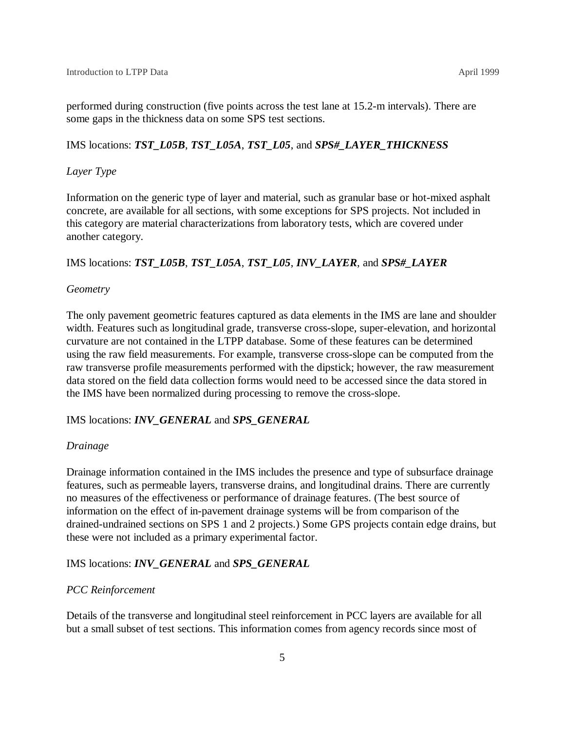performed during construction (five points across the test lane at 15.2-m intervals). There are some gaps in the thickness data on some SPS test sections.

IMS locations: ***TST_L05B***, ***TST_L05A***, ***TST_L05***, and ***SPS#_LAYER_THICKNESS***

*Layer Type*

Information on the generic type of layer and material, such as granular base or hot-mixed asphalt concrete, are available for all sections, with some exceptions for SPS projects. Not included in this category are material characterizations from laboratory tests, which are covered under another category.

IMS locations: ***TST_L05B***, ***TST_L05A***, ***TST_L05***, ***INV_LAYER***, and ***SPS#_LAYER***

*Geometry*

The only pavement geometric features captured as data elements in the IMS are lane and shoulder width. Features such as longitudinal grade, transverse cross-slope, super-elevation, and horizontal curvature are not contained in the LTPP database. Some of these features can be determined using the raw field measurements. For example, transverse cross-slope can be computed from the raw transverse profile measurements performed with the dipstick; however, the raw measurement data stored on the field data collection forms would need to be accessed since the data stored in the IMS have been normalized during processing to remove the cross-slope.

IMS locations: ***INV_GENERAL*** and ***SPS_GENERAL***

*Drainage*

Drainage information contained in the IMS includes the presence and type of subsurface drainage features, such as permeable layers, transverse drains, and longitudinal drains. There are currently no measures of the effectiveness or performance of drainage features. (The best source of information on the effect of in-pavement drainage systems will be from comparison of the drained-undrained sections on SPS 1 and 2 projects.) Some GPS projects contain edge drains, but these were not included as a primary experimental factor.

IMS locations: ***INV_GENERAL*** and ***SPS_GENERAL***

*PCC Reinforcement*

Details of the transverse and longitudinal steel reinforcement in PCC layers are available for all but a small subset of test sections. This information comes from agency records since most of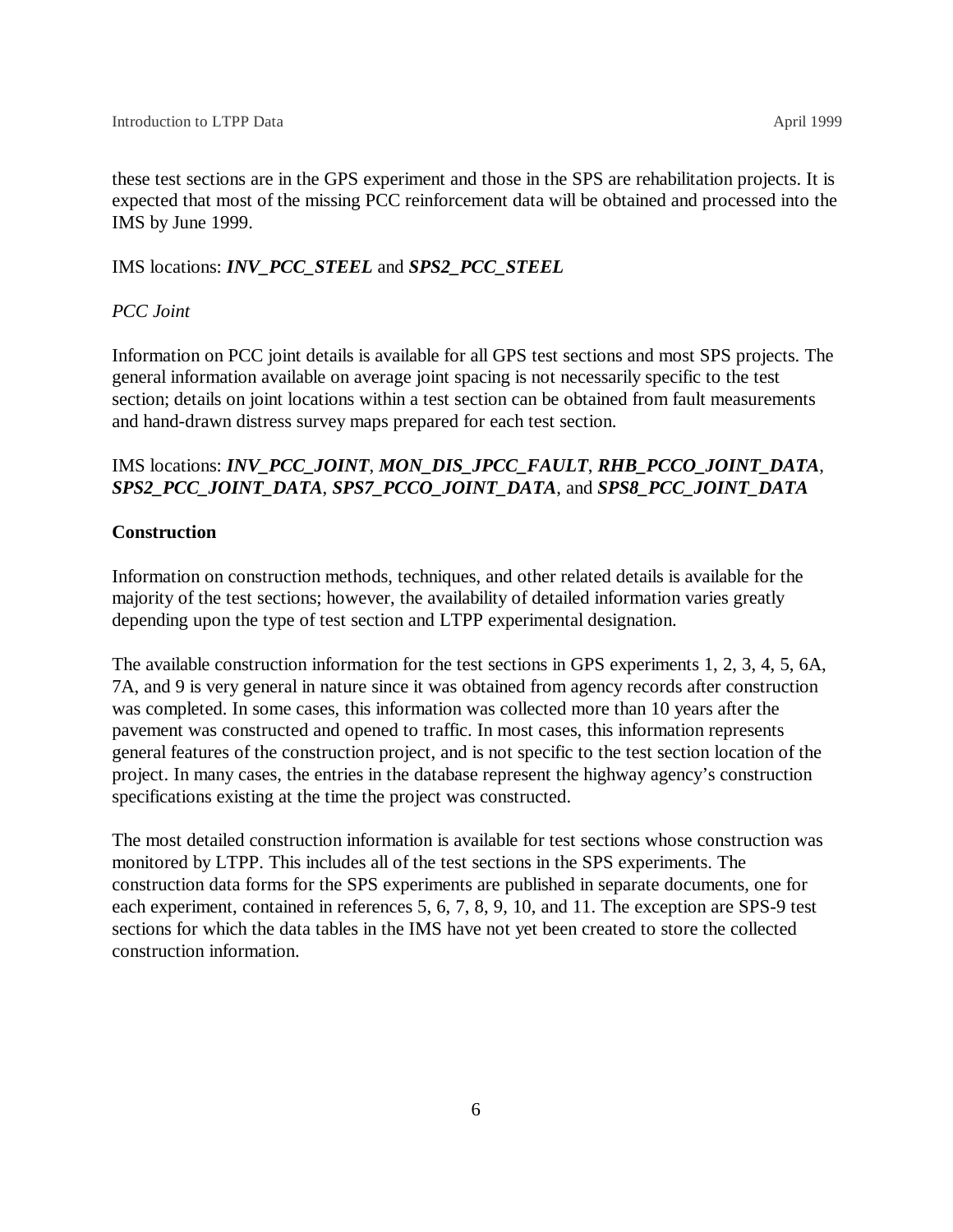these test sections are in the GPS experiment and those in the SPS are rehabilitation projects. It is expected that most of the missing PCC reinforcement data will be obtained and processed into the IMS by June 1999.

IMS locations: ***INV_PCC_STEEL*** and ***SPS2_PCC_STEEL***

*PCC Joint*

Information on PCC joint details is available for all GPS test sections and most SPS projects. The general information available on average joint spacing is not necessarily specific to the test section; details on joint locations within a test section can be obtained from fault measurements and hand-drawn distress survey maps prepared for each test section.

IMS locations: ***INV_PCC_JOINT***, ***MON_DIS_JPCC_FAULT***, ***RHB_PCCO_JOINT_DATA***, ***SPS2_PCC_JOINT_DATA***, ***SPS7_PCCO_JOINT_DATA***, and ***SPS8_PCC_JOINT_DATA***

**Construction**

Information on construction methods, techniques, and other related details is available for the majority of the test sections; however, the availability of detailed information varies greatly depending upon the type of test section and LTPP experimental designation.

The available construction information for the test sections in GPS experiments 1, 2, 3, 4, 5, 6A, 7A, and 9 is very general in nature since it was obtained from agency records after construction was completed. In some cases, this information was collected more than 10 years after the pavement was constructed and opened to traffic. In most cases, this information represents general features of the construction project, and is not specific to the test section location of the project. In many cases, the entries in the database represent the highway agency's construction specifications existing at the time the project was constructed.

The most detailed construction information is available for test sections whose construction was monitored by LTPP. This includes all of the test sections in the SPS experiments. The construction data forms for the SPS experiments are published in separate documents, one for each experiment, contained in references 5, 6, 7, 8, 9, 10, and 11. The exception are SPS-9 test sections for which the data tables in the IMS have not yet been created to store the collected construction information.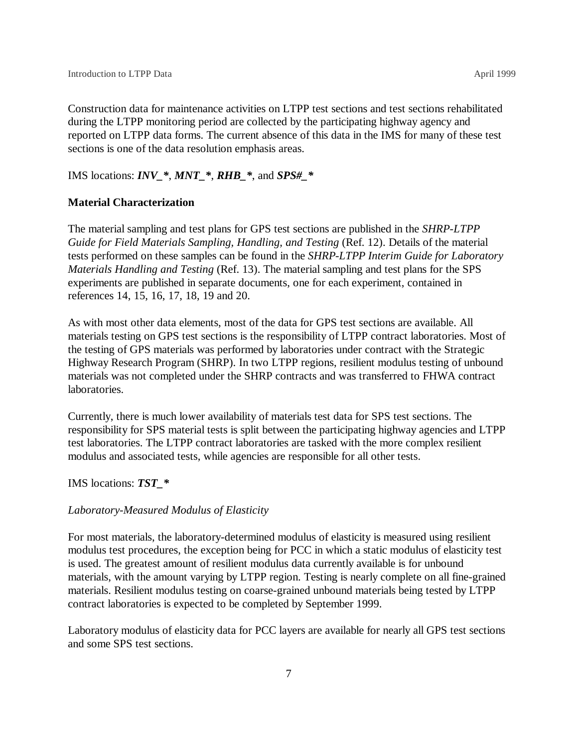Construction data for maintenance activities on LTPP test sections and test sections rehabilitated during the LTPP monitoring period are collected by the participating highway agency and reported on LTPP data forms. The current absence of this data in the IMS for many of these test sections is one of the data resolution emphasis areas.

IMS locations: ***INV_**** , ***MNT_**** , ***RHB_**** , and ***SPS#_****

**Material Characterization**

The material sampling and test plans for GPS test sections are published in the *SHRP-LTPP Guide for Field Materials Sampling, Handling, and Testing* (Ref. 12). Details of the material tests performed on these samples can be found in the *SHRP-LTPP Interim Guide for Laboratory Materials Handling and Testing* (Ref. 13). The material sampling and test plans for the SPS experiments are published in separate documents, one for each experiment, contained in references 14, 15, 16, 17, 18, 19 and 20.

As with most other data elements, most of the data for GPS test sections are available. All materials testing on GPS test sections is the responsibility of LTPP contract laboratories. Most of the testing of GPS materials was performed by laboratories under contract with the Strategic Highway Research Program (SHRP). In two LTPP regions, resilient modulus testing of unbound materials was not completed under the SHRP contracts and was transferred to FHWA contract laboratories.

Currently, there is much lower availability of materials test data for SPS test sections. The responsibility for SPS material tests is split between the participating highway agencies and LTPP test laboratories. The LTPP contract laboratories are tasked with the more complex resilient modulus and associated tests, while agencies are responsible for all other tests.

IMS locations: ***TST_****

*Laboratory-Measured Modulus of Elasticity*

For most materials, the laboratory-determined modulus of elasticity is measured using resilient modulus test procedures, the exception being for PCC in which a static modulus of elasticity test is used. The greatest amount of resilient modulus data currently available is for unbound materials, with the amount varying by LTPP region. Testing is nearly complete on all fine-grained materials. Resilient modulus testing on coarse-grained unbound materials being tested by LTPP contract laboratories is expected to be completed by September 1999.

Laboratory modulus of elasticity data for PCC layers are available for nearly all GPS test sections and some SPS test sections.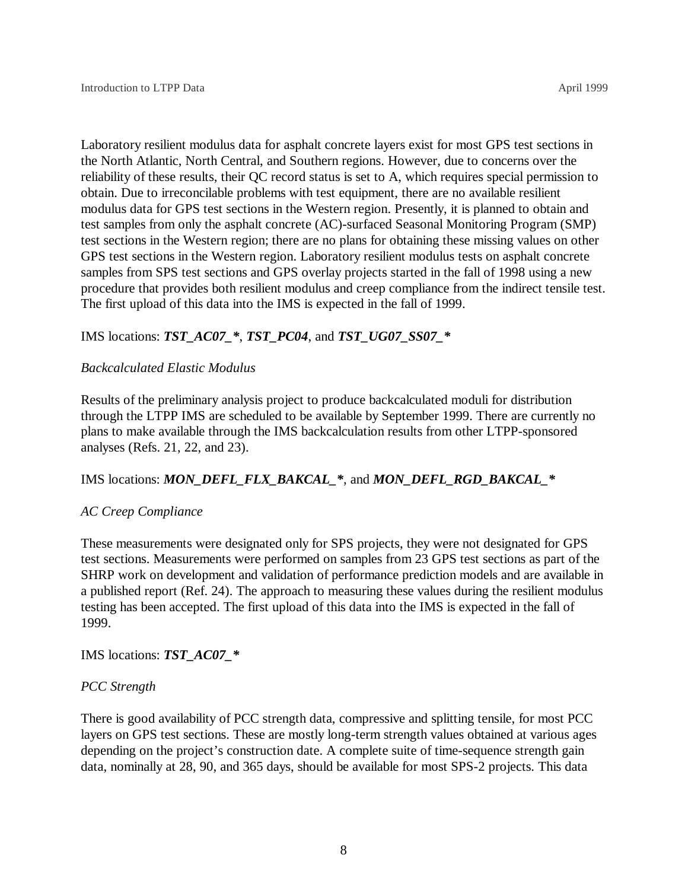Laboratory resilient modulus data for asphalt concrete layers exist for most GPS test sections in the North Atlantic, North Central, and Southern regions. However, due to concerns over the reliability of these results, their QC record status is set to A, which requires special permission to obtain. Due to irreconcilable problems with test equipment, there are no available resilient modulus data for GPS test sections in the Western region. Presently, it is planned to obtain and test samples from only the asphalt concrete (AC)-surfaced Seasonal Monitoring Program (SMP) test sections in the Western region; there are no plans for obtaining these missing values on other GPS test sections in the Western region. Laboratory resilient modulus tests on asphalt concrete samples from SPS test sections and GPS overlay projects started in the fall of 1998 using a new procedure that provides both resilient modulus and creep compliance from the indirect tensile test. The first upload of this data into the IMS is expected in the fall of 1999.

IMS locations: ***TST_AC07_****, ***TST_PC04***, and ***TST_UG07_SS07_****

*Backcalculated Elastic Modulus*

Results of the preliminary analysis project to produce backcalculated moduli for distribution through the LTPP IMS are scheduled to be available by September 1999. There are currently no plans to make available through the IMS backcalculation results from other LTPP-sponsored analyses (Refs. 21, 22, and 23).

IMS locations: ***MON_DEFL_FLX_BAKCAL_****, and ***MON_DEFL_RGD_BAKCAL_****

*AC Creep Compliance*

These measurements were designated only for SPS projects, they were not designated for GPS test sections. Measurements were performed on samples from 23 GPS test sections as part of the SHRP work on development and validation of performance prediction models and are available in a published report (Ref. 24). The approach to measuring these values during the resilient modulus testing has been accepted. The first upload of this data into the IMS is expected in the fall of 1999.

IMS locations: ***TST_AC07_****

*PCC Strength*

There is good availability of PCC strength data, compressive and splitting tensile, for most PCC layers on GPS test sections. These are mostly long-term strength values obtained at various ages depending on the project's construction date. A complete suite of time-sequence strength gain data, nominally at 28, 90, and 365 days, should be available for most SPS-2 projects. This data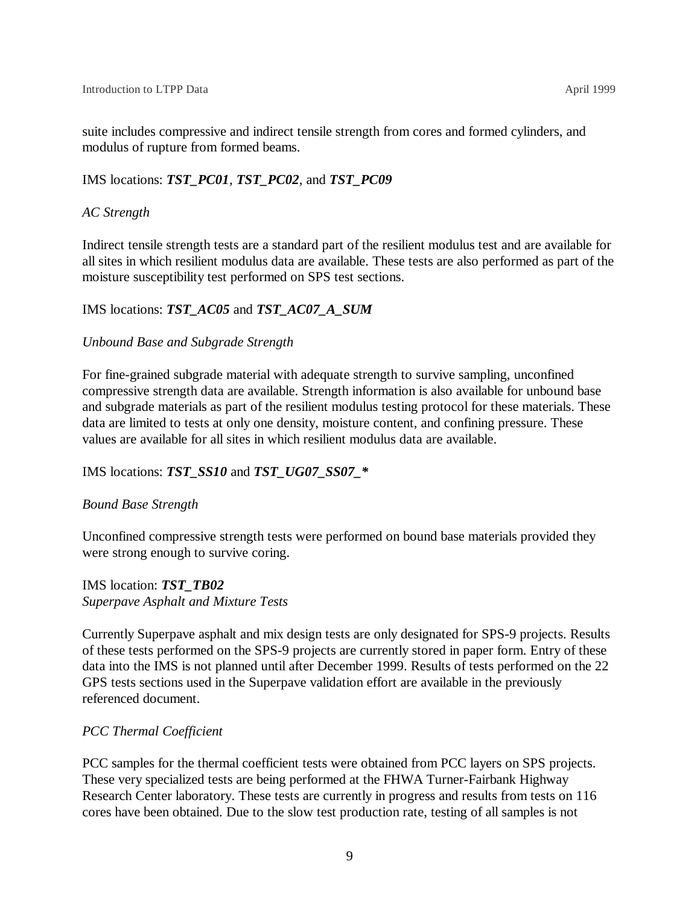suite includes compressive and indirect tensile strength from cores and formed cylinders, and modulus of rupture from formed beams.

IMS locations: ***TST_PC01***, ***TST_PC02***, and ***TST_PC09***

*AC Strength*

Indirect tensile strength tests are a standard part of the resilient modulus test and are available for all sites in which resilient modulus data are available. These tests are also performed as part of the moisture susceptibility test performed on SPS test sections.

IMS locations: ***TST_AC05*** and ***TST_AC07_A_SUM***

*Unbound Base and Subgrade Strength*

For fine-grained subgrade material with adequate strength to survive sampling, unconfined compressive strength data are available. Strength information is also available for unbound base and subgrade materials as part of the resilient modulus testing protocol for these materials. These data are limited to tests at only one density, moisture content, and confining pressure. These values are available for all sites in which resilient modulus data are available.

IMS locations: ***TST_SS10*** and ***TST_UG07_SS07_****

*Bound Base Strength*

Unconfined compressive strength tests were performed on bound base materials provided they were strong enough to survive coring.

IMS location: ***TST_TB02***

*Superpave Asphalt and Mixture Tests*

Currently Superpave asphalt and mix design tests are only designated for SPS-9 projects. Results of these tests performed on the SPS-9 projects are currently stored in paper form. Entry of these data into the IMS is not planned until after December 1999. Results of tests performed on the 22 GPS tests sections used in the Superpave validation effort are available in the previously referenced document.

*PCC Thermal Coefficient*

PCC samples for the thermal coefficient tests were obtained from PCC layers on SPS projects. These very specialized tests are being performed at the FHWA Turner-Fairbank Highway Research Center laboratory. These tests are currently in progress and results from tests on 116 cores have been obtained. Due to the slow test production rate, testing of all samples is not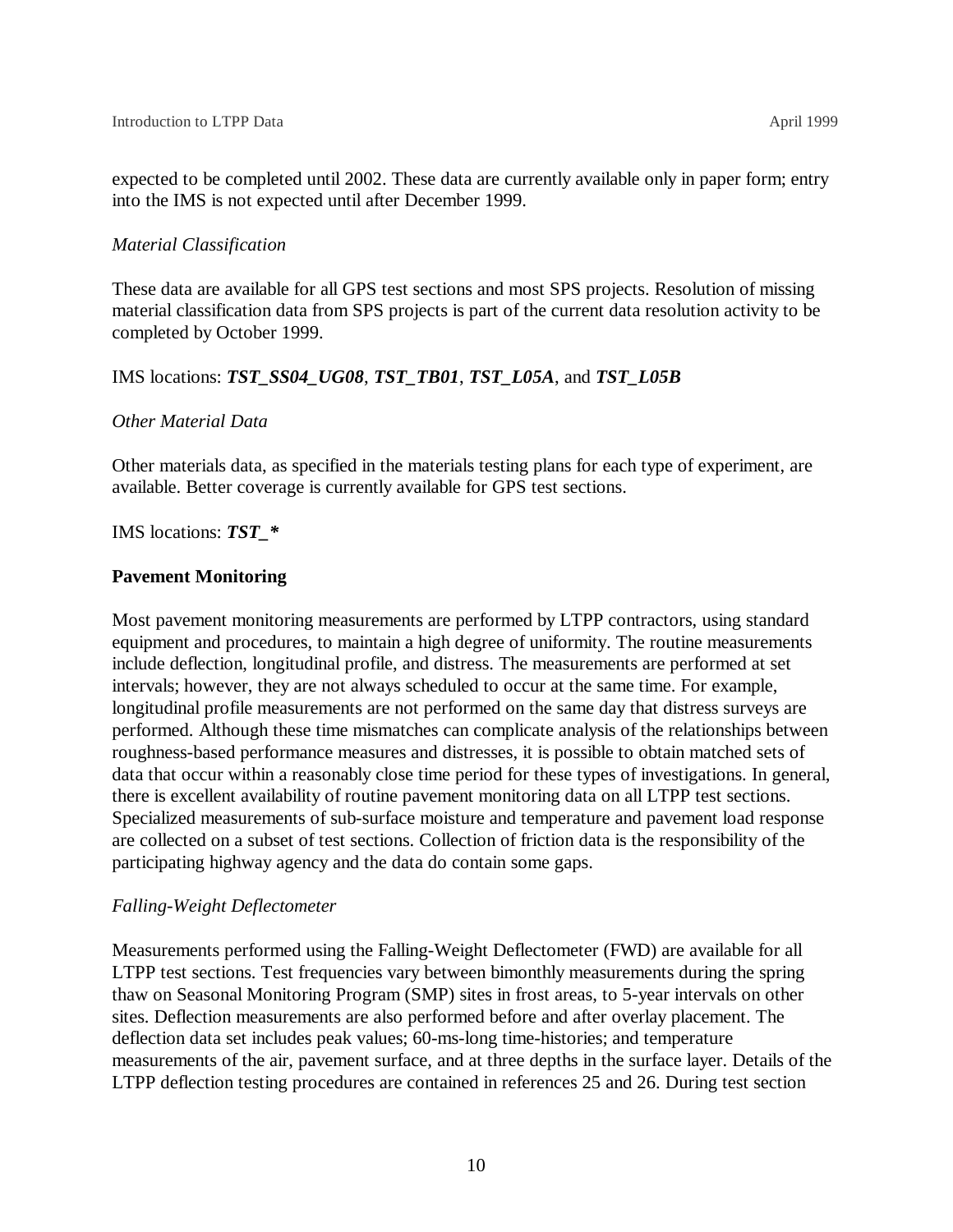expected to be completed until 2002. These data are currently available only in paper form; entry into the IMS is not expected until after December 1999.

*Material Classification*

These data are available for all GPS test sections and most SPS projects. Resolution of missing material classification data from SPS projects is part of the current data resolution activity to be completed by October 1999.

IMS locations: ***TST_SS04_UG08***, ***TST_TB01***, ***TST_L05A***, and ***TST_L05B***

*Other Material Data*

Other materials data, as specified in the materials testing plans for each type of experiment, are available. Better coverage is currently available for GPS test sections.

IMS locations: ***TST_****

**Pavement Monitoring**

Most pavement monitoring measurements are performed by LTPP contractors, using standard equipment and procedures, to maintain a high degree of uniformity. The routine measurements include deflection, longitudinal profile, and distress. The measurements are performed at set intervals; however, they are not always scheduled to occur at the same time. For example, longitudinal profile measurements are not performed on the same day that distress surveys are performed. Although these time mismatches can complicate analysis of the relationships between roughness-based performance measures and distresses, it is possible to obtain matched sets of data that occur within a reasonably close time period for these types of investigations. In general, there is excellent availability of routine pavement monitoring data on all LTPP test sections. Specialized measurements of sub-surface moisture and temperature and pavement load response are collected on a subset of test sections. Collection of friction data is the responsibility of the participating highway agency and the data do contain some gaps.

*Falling-Weight Deflectometer*

Measurements performed using the Falling-Weight Deflectometer (FWD) are available for all LTPP test sections. Test frequencies vary between bimonthly measurements during the spring thaw on Seasonal Monitoring Program (SMP) sites in frost areas, to 5-year intervals on other sites. Deflection measurements are also performed before and after overlay placement. The deflection data set includes peak values; 60-ms-long time-histories; and temperature measurements of the air, pavement surface, and at three depths in the surface layer. Details of the LTPP deflection testing procedures are contained in references 25 and 26. During test section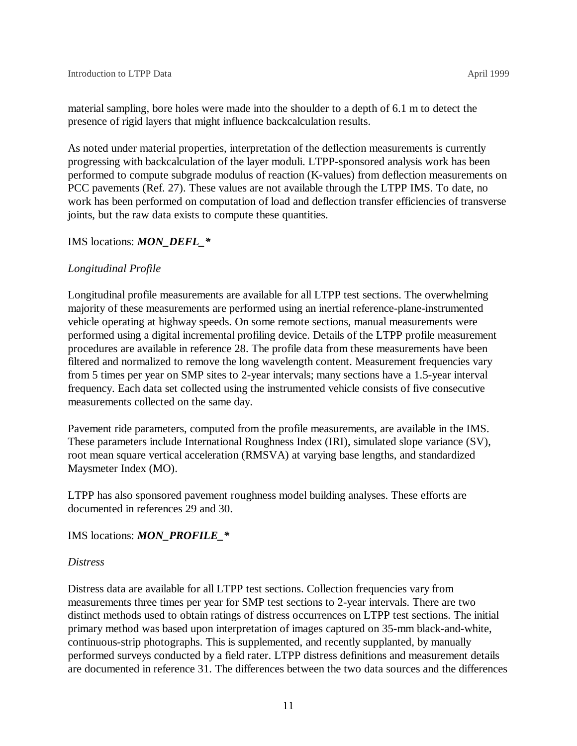material sampling, bore holes were made into the shoulder to a depth of 6.1 m to detect the presence of rigid layers that might influence backcalculation results.

As noted under material properties, interpretation of the deflection measurements is currently progressing with backcalculation of the layer moduli. LTPP-sponsored analysis work has been performed to compute subgrade modulus of reaction (K-values) from deflection measurements on PCC pavements (Ref. 27). These values are not available through the LTPP IMS. To date, no work has been performed on computation of load and deflection transfer efficiencies of transverse joints, but the raw data exists to compute these quantities.

IMS locations: ***MON_DEFL_****

*Longitudinal Profile*

Longitudinal profile measurements are available for all LTPP test sections. The overwhelming majority of these measurements are performed using an inertial reference-plane-instrumented vehicle operating at highway speeds. On some remote sections, manual measurements were performed using a digital incremental profiling device. Details of the LTPP profile measurement procedures are available in reference 28. The profile data from these measurements have been filtered and normalized to remove the long wavelength content. Measurement frequencies vary from 5 times per year on SMP sites to 2-year intervals; many sections have a 1.5-year interval frequency. Each data set collected using the instrumented vehicle consists of five consecutive measurements collected on the same day.

Pavement ride parameters, computed from the profile measurements, are available in the IMS. These parameters include International Roughness Index (IRI), simulated slope variance (SV), root mean square vertical acceleration (RMSVA) at varying base lengths, and standardized Maysmeter Index (MO).

LTPP has also sponsored pavement roughness model building analyses. These efforts are documented in references 29 and 30.

IMS locations: ***MON_PROFILE_****

*Distress*

Distress data are available for all LTPP test sections. Collection frequencies vary from measurements three times per year for SMP test sections to 2-year intervals. There are two distinct methods used to obtain ratings of distress occurrences on LTPP test sections. The initial primary method was based upon interpretation of images captured on 35-mm black-and-white, continuous-strip photographs. This is supplemented, and recently supplanted, by manually performed surveys conducted by a field rater. LTPP distress definitions and measurement details are documented in reference 31. The differences between the two data sources and the differences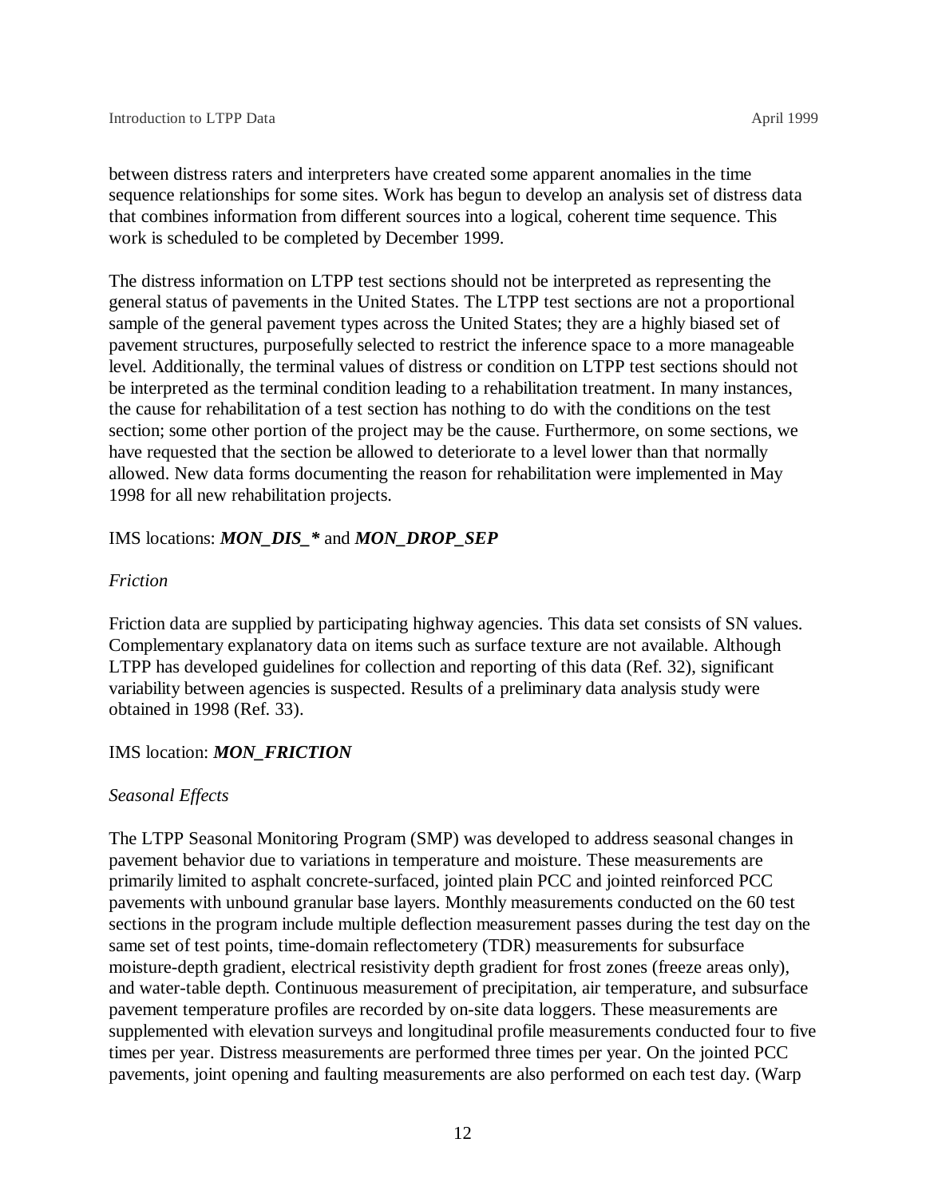between distress raters and interpreters have created some apparent anomalies in the time sequence relationships for some sites. Work has begun to develop an analysis set of distress data that combines information from different sources into a logical, coherent time sequence. This work is scheduled to be completed by December 1999.

The distress information on LTPP test sections should not be interpreted as representing the general status of pavements in the United States. The LTPP test sections are not a proportional sample of the general pavement types across the United States; they are a highly biased set of pavement structures, purposefully selected to restrict the inference space to a more manageable level. Additionally, the terminal values of distress or condition on LTPP test sections should not be interpreted as the terminal condition leading to a rehabilitation treatment. In many instances, the cause for rehabilitation of a test section has nothing to do with the conditions on the test section; some other portion of the project may be the cause. Furthermore, on some sections, we have requested that the section be allowed to deteriorate to a level lower than that normally allowed. New data forms documenting the reason for rehabilitation were implemented in May 1998 for all new rehabilitation projects.

IMS locations: ***MON_DIS_**** and ***MON_DROP_SEP***

*Friction*

Friction data are supplied by participating highway agencies. This data set consists of SN values. Complementary explanatory data on items such as surface texture are not available. Although LTPP has developed guidelines for collection and reporting of this data (Ref. 32), significant variability between agencies is suspected. Results of a preliminary data analysis study were obtained in 1998 (Ref. 33).

IMS location: ***MON_FRICTION***

*Seasonal Effects*

The LTPP Seasonal Monitoring Program (SMP) was developed to address seasonal changes in pavement behavior due to variations in temperature and moisture. These measurements are primarily limited to asphalt concrete-surfaced, jointed plain PCC and jointed reinforced PCC pavements with unbound granular base layers. Monthly measurements conducted on the 60 test sections in the program include multiple deflection measurement passes during the test day on the same set of test points, time-domain reflectometery (TDR) measurements for subsurface moisture-depth gradient, electrical resistivity depth gradient for frost zones (freeze areas only), and water-table depth. Continuous measurement of precipitation, air temperature, and subsurface pavement temperature profiles are recorded by on-site data loggers. These measurements are supplemented with elevation surveys and longitudinal profile measurements conducted four to five times per year. Distress measurements are performed three times per year. On the jointed PCC pavements, joint opening and faulting measurements are also performed on each test day. (Warp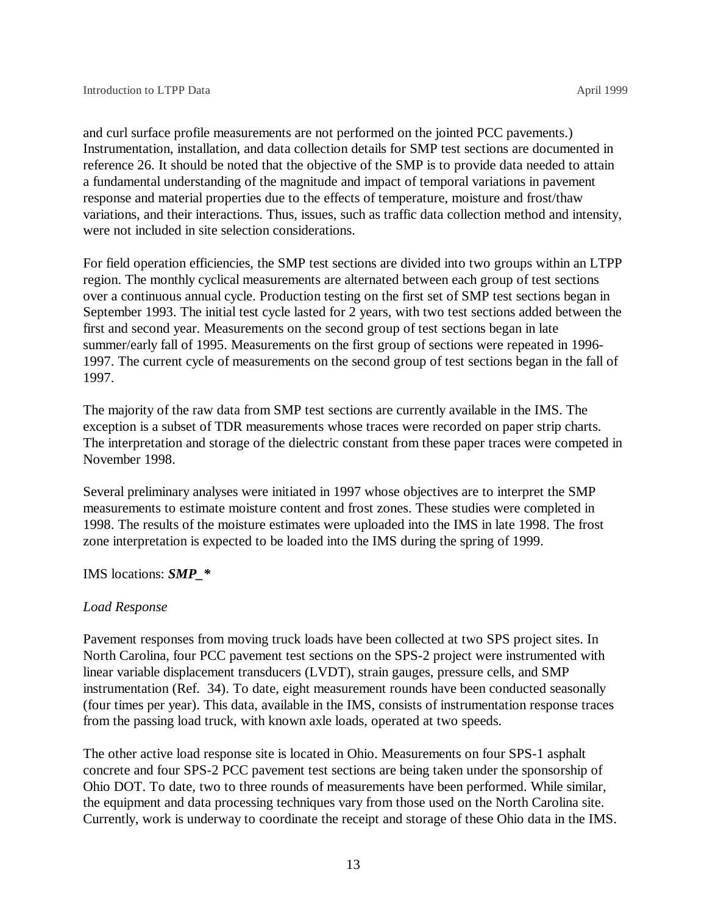and curl surface profile measurements are not performed on the jointed PCC pavements.) Instrumentation, installation, and data collection details for SMP test sections are documented in reference 26. It should be noted that the objective of the SMP is to provide data needed to attain a fundamental understanding of the magnitude and impact of temporal variations in pavement response and material properties due to the effects of temperature, moisture and frost/thaw variations, and their interactions. Thus, issues, such as traffic data collection method and intensity, were not included in site selection considerations.

For field operation efficiencies, the SMP test sections are divided into two groups within an LTPP region. The monthly cyclical measurements are alternated between each group of test sections over a continuous annual cycle. Production testing on the first set of SMP test sections began in September 1993. The initial test cycle lasted for 2 years, with two test sections added between the first and second year. Measurements on the second group of test sections began in late summer/early fall of 1995. Measurements on the first group of sections were repeated in 1996-1997. The current cycle of measurements on the second group of test sections began in the fall of 1997.

The majority of the raw data from SMP test sections are currently available in the IMS. The exception is a subset of TDR measurements whose traces were recorded on paper strip charts. The interpretation and storage of the dielectric constant from these paper traces were competed in November 1998.

Several preliminary analyses were initiated in 1997 whose objectives are to interpret the SMP measurements to estimate moisture content and frost zones. These studies were completed in 1998. The results of the moisture estimates were uploaded into the IMS in late 1998. The frost zone interpretation is expected to be loaded into the IMS during the spring of 1999.

IMS locations: ***SMP_****

*Load Response*

Pavement responses from moving truck loads have been collected at two SPS project sites. In North Carolina, four PCC pavement test sections on the SPS-2 project were instrumented with linear variable displacement transducers (LVDT), strain gauges, pressure cells, and SMP instrumentation (Ref. 34). To date, eight measurement rounds have been conducted seasonally (four times per year). This data, available in the IMS, consists of instrumentation response traces from the passing load truck, with known axle loads, operated at two speeds.

The other active load response site is located in Ohio. Measurements on four SPS-1 asphalt concrete and four SPS-2 PCC pavement test sections are being taken under the sponsorship of Ohio DOT. To date, two to three rounds of measurements have been performed. While similar, the equipment and data processing techniques vary from those used on the North Carolina site. Currently, work is underway to coordinate the receipt and storage of these Ohio data in the IMS.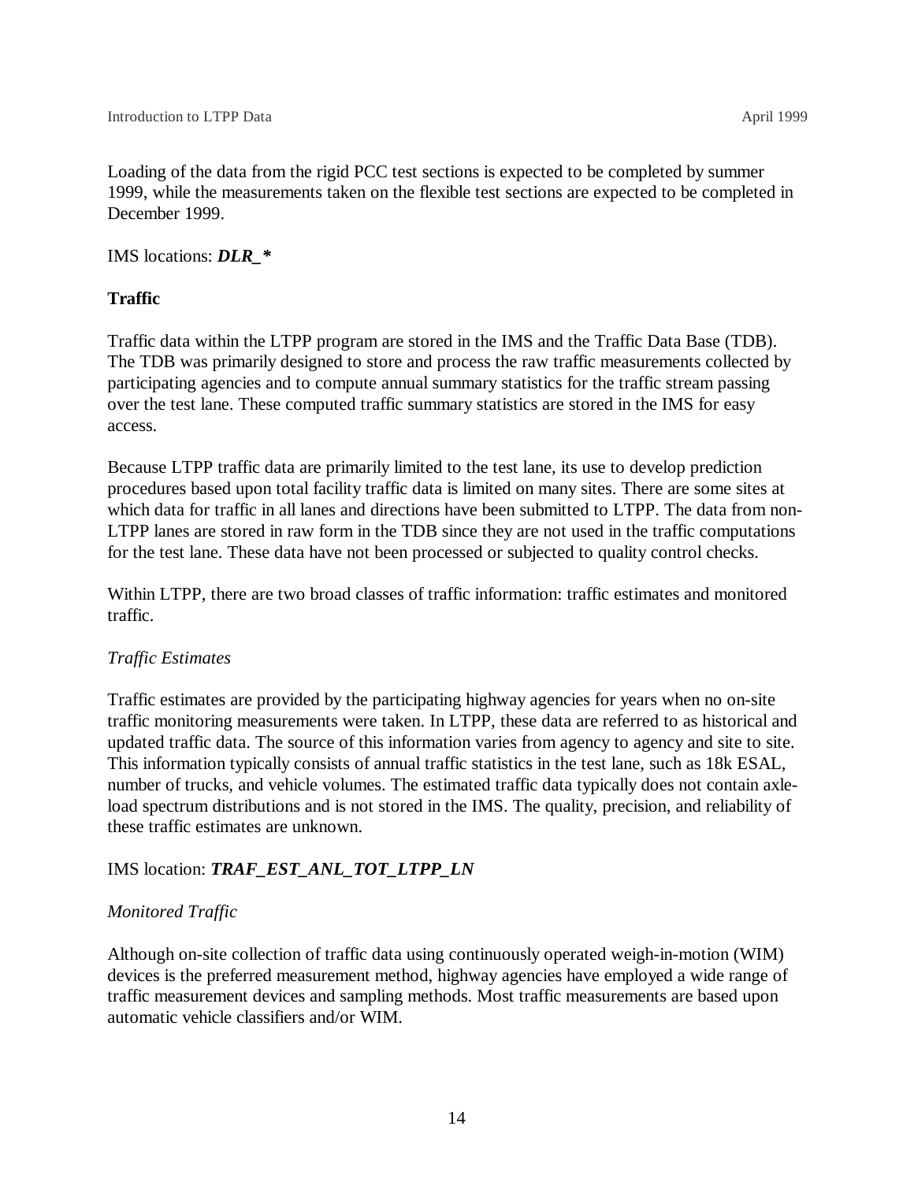Loading of the data from the rigid PCC test sections is expected to be completed by summer 1999, while the measurements taken on the flexible test sections are expected to be completed in December 1999.

IMS locations: ***DLR_****

**Traffic**

Traffic data within the LTPP program are stored in the IMS and the Traffic Data Base (TDB). The TDB was primarily designed to store and process the raw traffic measurements collected by participating agencies and to compute annual summary statistics for the traffic stream passing over the test lane. These computed traffic summary statistics are stored in the IMS for easy access.

Because LTPP traffic data are primarily limited to the test lane, its use to develop prediction procedures based upon total facility traffic data is limited on many sites. There are some sites at which data for traffic in all lanes and directions have been submitted to LTPP. The data from non-LTPP lanes are stored in raw form in the TDB since they are not used in the traffic computations for the test lane. These data have not been processed or subjected to quality control checks.

Within LTPP, there are two broad classes of traffic information: traffic estimates and monitored traffic.

*Traffic Estimates*

Traffic estimates are provided by the participating highway agencies for years when no on-site traffic monitoring measurements were taken. In LTPP, these data are referred to as historical and updated traffic data. The source of this information varies from agency to agency and site to site. This information typically consists of annual traffic statistics in the test lane, such as 18k ESAL, number of trucks, and vehicle volumes. The estimated traffic data typically does not contain axle-load spectrum distributions and is not stored in the IMS. The quality, precision, and reliability of these traffic estimates are unknown.

IMS location: ***TRAF_EST_ANL_TOT_LTPP_LN***

*Monitored Traffic*

Although on-site collection of traffic data using continuously operated weigh-in-motion (WIM) devices is the preferred measurement method, highway agencies have employed a wide range of traffic measurement devices and sampling methods. Most traffic measurements are based upon automatic vehicle classifiers and/or WIM.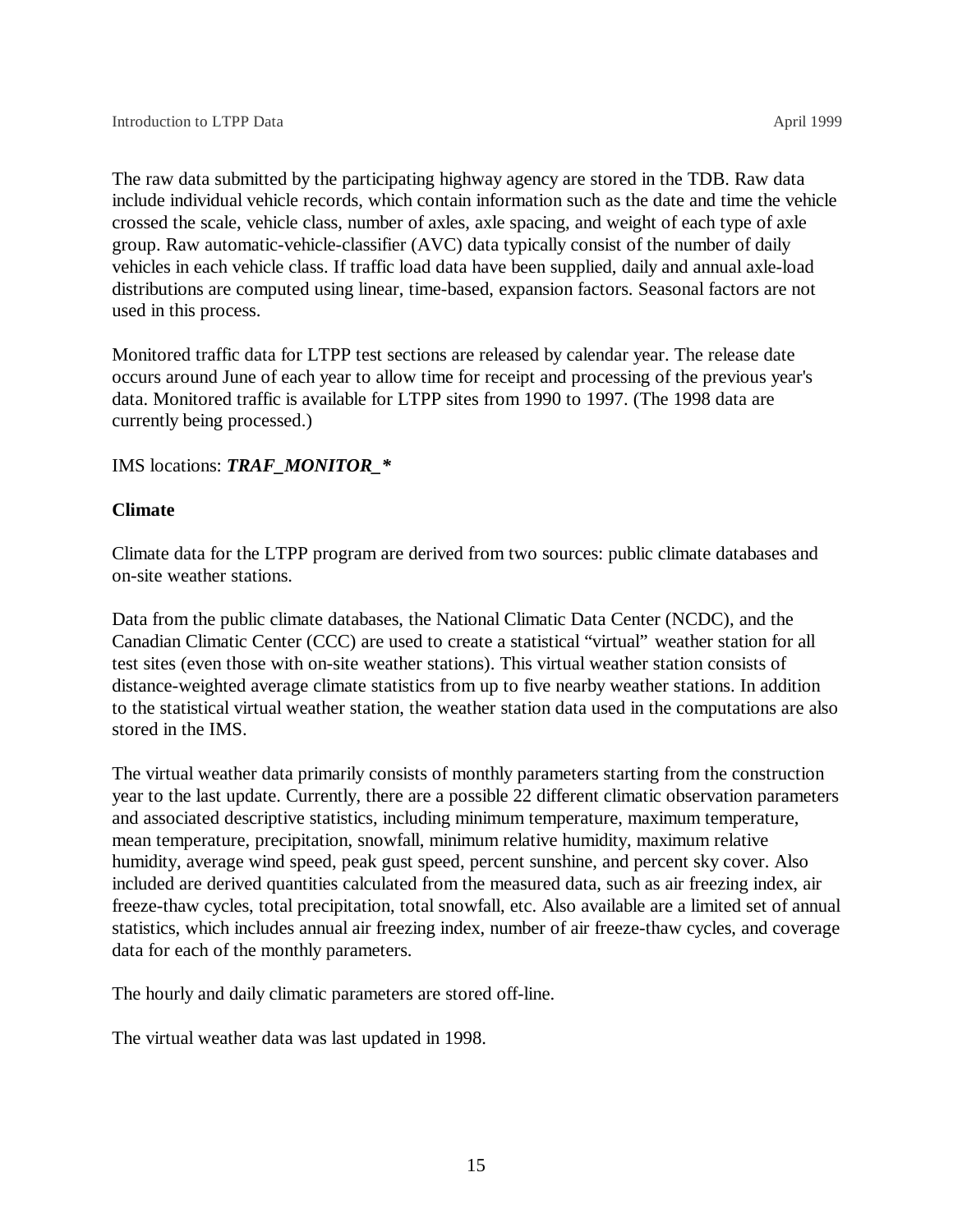The raw data submitted by the participating highway agency are stored in the TDB. Raw data include individual vehicle records, which contain information such as the date and time the vehicle crossed the scale, vehicle class, number of axles, axle spacing, and weight of each type of axle group. Raw automatic-vehicle-classifier (AVC) data typically consist of the number of daily vehicles in each vehicle class. If traffic load data have been supplied, daily and annual axle-load distributions are computed using linear, time-based, expansion factors. Seasonal factors are not used in this process.

Monitored traffic data for LTPP test sections are released by calendar year. The release date occurs around June of each year to allow time for receipt and processing of the previous year's data. Monitored traffic is available for LTPP sites from 1990 to 1997. (The 1998 data are currently being processed.)

IMS locations: ***TRAF_MONITOR_****

**Climate**

Climate data for the LTPP program are derived from two sources: public climate databases and on-site weather stations.

Data from the public climate databases, the National Climatic Data Center (NCDC), and the Canadian Climatic Center (CCC) are used to create a statistical “virtual” weather station for all test sites (even those with on-site weather stations). This virtual weather station consists of distance-weighted average climate statistics from up to five nearby weather stations. In addition to the statistical virtual weather station, the weather station data used in the computations are also stored in the IMS.

The virtual weather data primarily consists of monthly parameters starting from the construction year to the last update. Currently, there are a possible 22 different climatic observation parameters and associated descriptive statistics, including minimum temperature, maximum temperature, mean temperature, precipitation, snowfall, minimum relative humidity, maximum relative humidity, average wind speed, peak gust speed, percent sunshine, and percent sky cover. Also included are derived quantities calculated from the measured data, such as air freezing index, air freeze-thaw cycles, total precipitation, total snowfall, etc. Also available are a limited set of annual statistics, which includes annual air freezing index, number of air freeze-thaw cycles, and coverage data for each of the monthly parameters.

The hourly and daily climatic parameters are stored off-line.

The virtual weather data was last updated in 1998.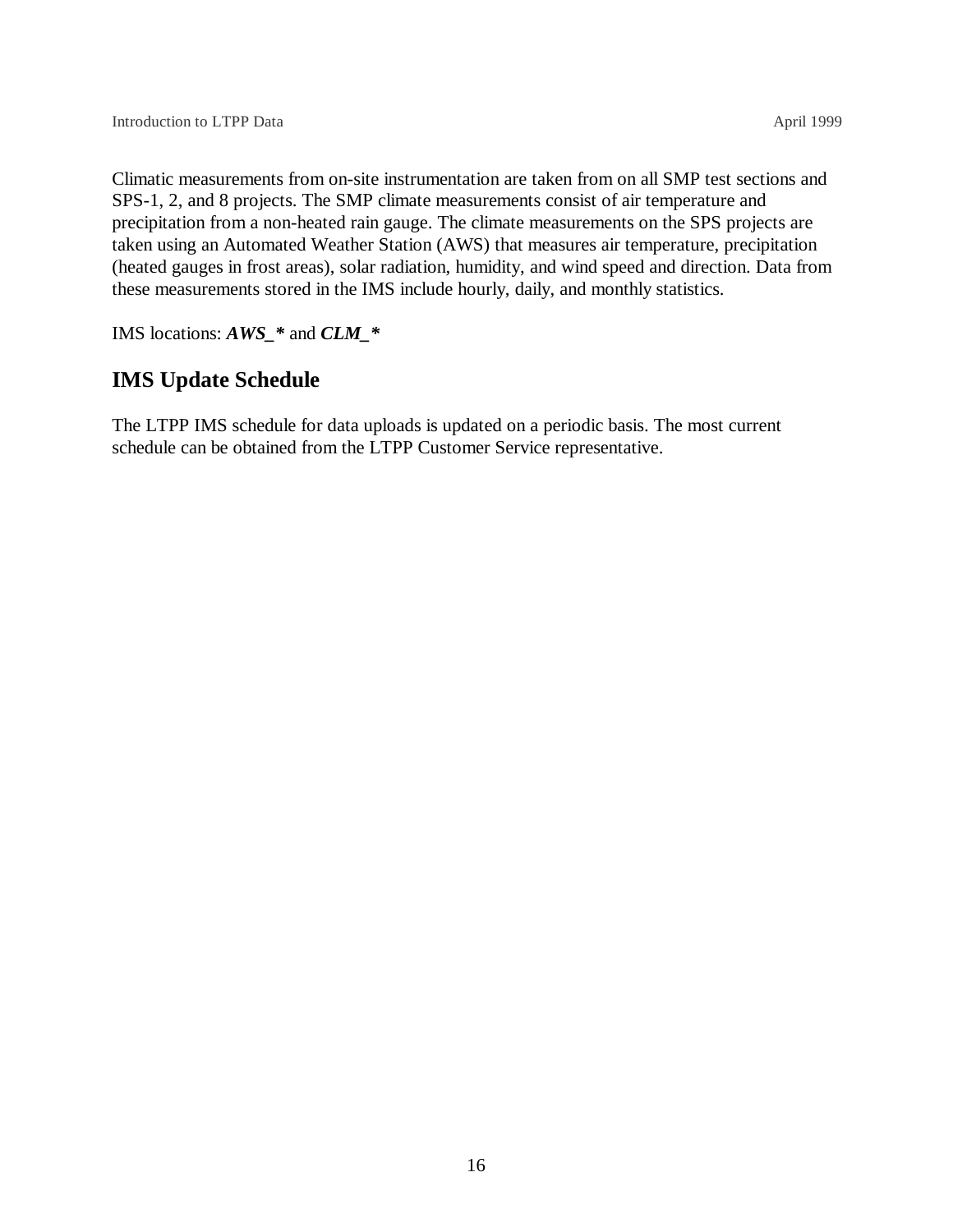Climatic measurements from on-site instrumentation are taken from on all SMP test sections and SPS-1, 2, and 8 projects. The SMP climate measurements consist of air temperature and precipitation from a non-heated rain gauge. The climate measurements on the SPS projects are taken using an Automated Weather Station (AWS) that measures air temperature, precipitation (heated gauges in frost areas), solar radiation, humidity, and wind speed and direction. Data from these measurements stored in the IMS include hourly, daily, and monthly statistics.

IMS locations: ***AWS_**** and ***CLM_****

## IMS Update Schedule

The LTPP IMS schedule for data uploads is updated on a periodic basis. The most current schedule can be obtained from the LTPP Customer Service representative.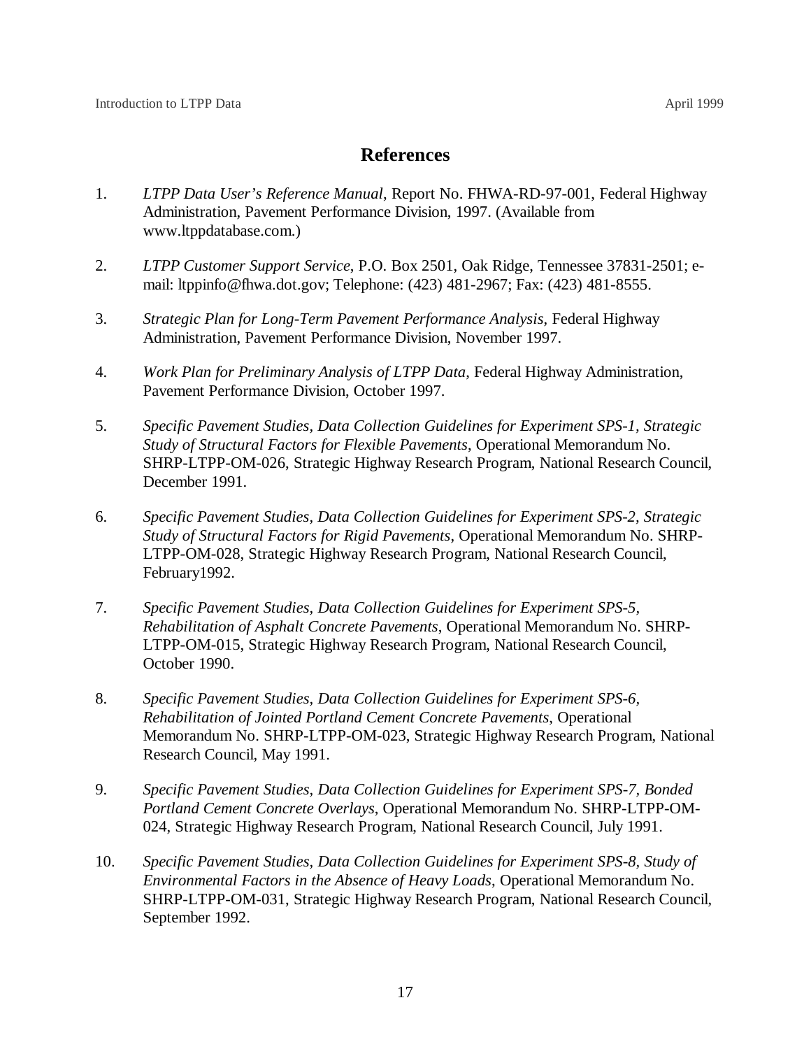# References

1. *LTPP Data User's Reference Manual*, Report No. FHWA-RD-97-001, Federal Highway Administration, Pavement Performance Division, 1997. (Available from www.ltppdatabase.com.)

2. *LTPP Customer Support Service*, P.O. Box 2501, Oak Ridge, Tennessee 37831-2501; e-mail: ltppinfo@fhwa.dot.gov; Telephone: (423) 481-2967; Fax: (423) 481-8555.

3. *Strategic Plan for Long-Term Pavement Performance Analysis*, Federal Highway Administration, Pavement Performance Division, November 1997.

4. *Work Plan for Preliminary Analysis of LTPP Data*, Federal Highway Administration, Pavement Performance Division, October 1997.

5. *Specific Pavement Studies, Data Collection Guidelines for Experiment SPS-1, Strategic Study of Structural Factors for Flexible Pavements*, Operational Memorandum No. SHRP-LTPP-OM-026, Strategic Highway Research Program, National Research Council, December 1991.

6. *Specific Pavement Studies, Data Collection Guidelines for Experiment SPS-2, Strategic Study of Structural Factors for Rigid Pavements*, Operational Memorandum No. SHRP-LTPP-OM-028, Strategic Highway Research Program, National Research Council, February1992.

7. *Specific Pavement Studies, Data Collection Guidelines for Experiment SPS-5, Rehabilitation of Asphalt Concrete Pavements*, Operational Memorandum No. SHRP-LTPP-OM-015, Strategic Highway Research Program, National Research Council, October 1990.

8. *Specific Pavement Studies, Data Collection Guidelines for Experiment SPS-6, Rehabilitation of Jointed Portland Cement Concrete Pavements*, Operational Memorandum No. SHRP-LTPP-OM-023, Strategic Highway Research Program, National Research Council, May 1991.

9. *Specific Pavement Studies, Data Collection Guidelines for Experiment SPS-7, Bonded Portland Cement Concrete Overlays*, Operational Memorandum No. SHRP-LTPP-OM-024, Strategic Highway Research Program, National Research Council, July 1991.

10. *Specific Pavement Studies, Data Collection Guidelines for Experiment SPS-8, Study of Environmental Factors in the Absence of Heavy Loads*, Operational Memorandum No. SHRP-LTPP-OM-031, Strategic Highway Research Program, National Research Council, September 1992.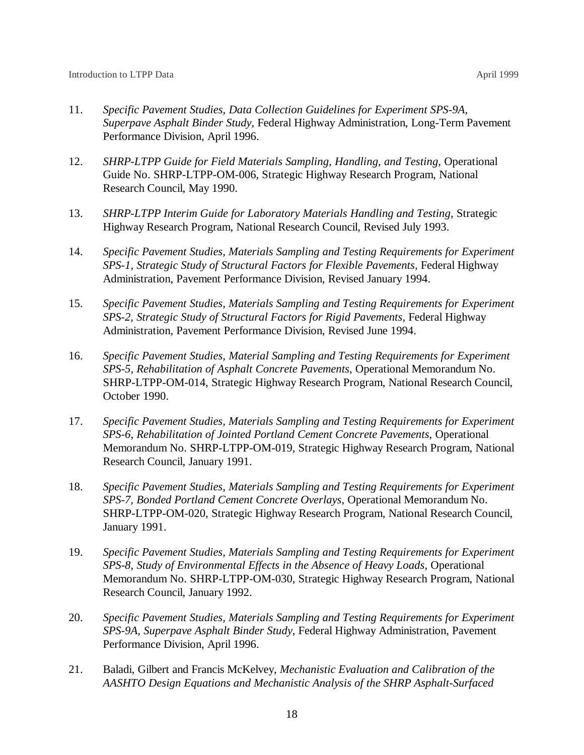11. *Specific Pavement Studies, Data Collection Guidelines for Experiment SPS-9A, Superpave Asphalt Binder Study*, Federal Highway Administration, Long-Term Pavement Performance Division, April 1996.

12. *SHRP-LTPP Guide for Field Materials Sampling, Handling, and Testing*, Operational Guide No. SHRP-LTPP-OM-006, Strategic Highway Research Program, National Research Council, May 1990.

13. *SHRP-LTPP Interim Guide for Laboratory Materials Handling and Testing*, Strategic Highway Research Program, National Research Council, Revised July 1993.

14. *Specific Pavement Studies, Materials Sampling and Testing Requirements for Experiment SPS-1, Strategic Study of Structural Factors for Flexible Pavements*, Federal Highway Administration, Pavement Performance Division, Revised January 1994.

15. *Specific Pavement Studies, Materials Sampling and Testing Requirements for Experiment SPS-2, Strategic Study of Structural Factors for Rigid Pavements*, Federal Highway Administration, Pavement Performance Division, Revised June 1994.

16. *Specific Pavement Studies, Material Sampling and Testing Requirements for Experiment SPS-5, Rehabilitation of Asphalt Concrete Pavements*, Operational Memorandum No. SHRP-LTPP-OM-014, Strategic Highway Research Program, National Research Council, October 1990.

17. *Specific Pavement Studies, Materials Sampling and Testing Requirements for Experiment SPS-6, Rehabilitation of Jointed Portland Cement Concrete Pavements*, Operational Memorandum No. SHRP-LTPP-OM-019, Strategic Highway Research Program, National Research Council, January 1991.

18. *Specific Pavement Studies, Materials Sampling and Testing Requirements for Experiment SPS-7, Bonded Portland Cement Concrete Overlays*, Operational Memorandum No. SHRP-LTPP-OM-020, Strategic Highway Research Program, National Research Council, January 1991.

19. *Specific Pavement Studies, Materials Sampling and Testing Requirements for Experiment SPS-8, Study of Environmental Effects in the Absence of Heavy Loads*, Operational Memorandum No. SHRP-LTPP-OM-030, Strategic Highway Research Program, National Research Council, January 1992.

20. *Specific Pavement Studies, Materials Sampling and Testing Requirements for Experiment SPS-9A, Superpave Asphalt Binder Study*, Federal Highway Administration, Pavement Performance Division, April 1996.

21. Baladi, Gilbert and Francis McKelvey, *Mechanistic Evaluation and Calibration of the AASHTO Design Equations and Mechanistic Analysis of the SHRP Asphalt-Surfaced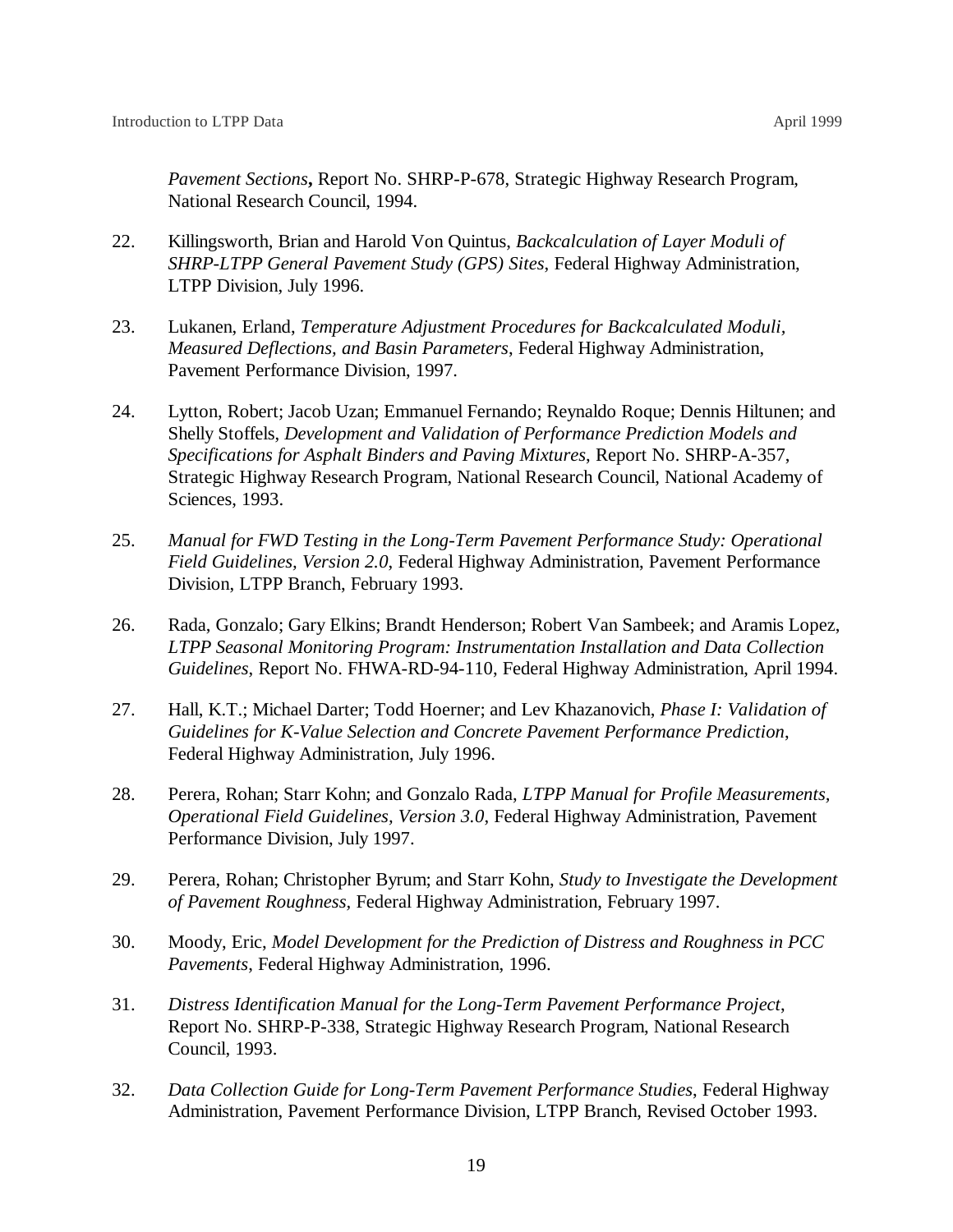*Pavement Sections***,** Report No. SHRP-P-678, Strategic Highway Research Program, National Research Council, 1994.

22. Killingsworth, Brian and Harold Von Quintus, *Backcalculation of Layer Moduli of SHRP-LTPP General Pavement Study (GPS) Sites*, Federal Highway Administration, LTPP Division, July 1996.

23. Lukanen, Erland, *Temperature Adjustment Procedures for Backcalculated Moduli, Measured Deflections, and Basin Parameters*, Federal Highway Administration, Pavement Performance Division, 1997.

24. Lytton, Robert; Jacob Uzan; Emmanuel Fernando; Reynaldo Roque; Dennis Hiltunen; and Shelly Stoffels, *Development and Validation of Performance Prediction Models and Specifications for Asphalt Binders and Paving Mixtures*, Report No. SHRP-A-357, Strategic Highway Research Program, National Research Council, National Academy of Sciences, 1993.

25. *Manual for FWD Testing in the Long-Term Pavement Performance Study: Operational Field Guidelines, Version 2.0*, Federal Highway Administration, Pavement Performance Division, LTPP Branch, February 1993.

26. Rada, Gonzalo; Gary Elkins; Brandt Henderson; Robert Van Sambeek; and Aramis Lopez, *LTPP Seasonal Monitoring Program: Instrumentation Installation and Data Collection Guidelines*, Report No. FHWA-RD-94-110, Federal Highway Administration, April 1994.

27. Hall, K.T.; Michael Darter; Todd Hoerner; and Lev Khazanovich, *Phase I: Validation of Guidelines for K-Value Selection and Concrete Pavement Performance Prediction*, Federal Highway Administration, July 1996.

28. Perera, Rohan; Starr Kohn; and Gonzalo Rada, *LTPP Manual for Profile Measurements, Operational Field Guidelines, Version 3.0*, Federal Highway Administration, Pavement Performance Division, July 1997.

29. Perera, Rohan; Christopher Byrum; and Starr Kohn, *Study to Investigate the Development of Pavement Roughness*, Federal Highway Administration, February 1997.

30. Moody, Eric, *Model Development for the Prediction of Distress and Roughness in PCC Pavements*, Federal Highway Administration, 1996.

31. *Distress Identification Manual for the Long-Term Pavement Performance Project*, Report No. SHRP-P-338, Strategic Highway Research Program, National Research Council, 1993.

32. *Data Collection Guide for Long-Term Pavement Performance Studies*, Federal Highway Administration, Pavement Performance Division, LTPP Branch, Revised October 1993.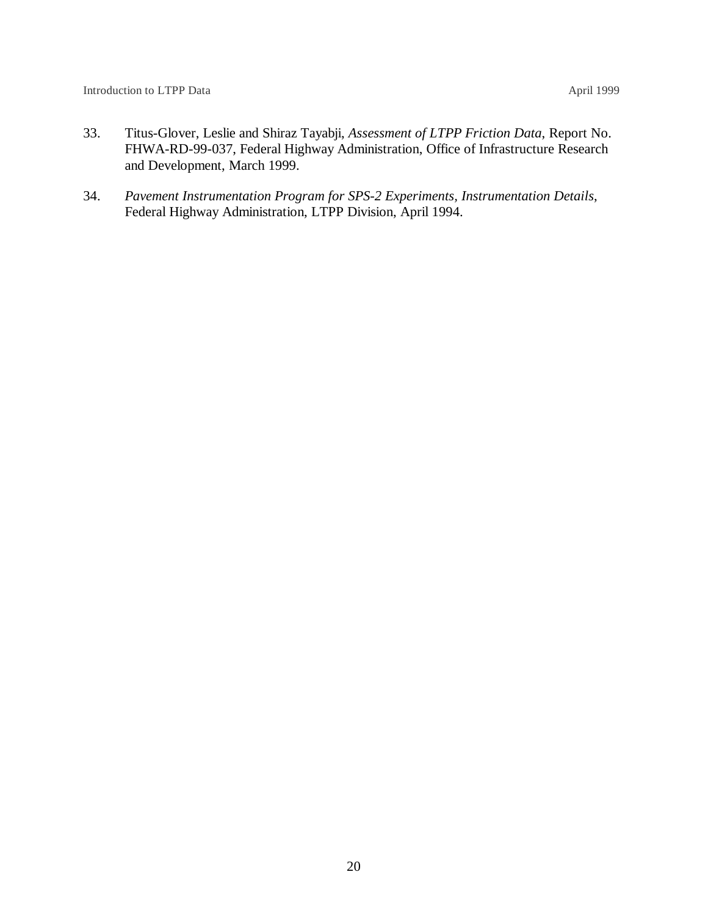33. Titus-Glover, Leslie and Shiraz Tayabji, *Assessment of LTPP Friction Data*, Report No. FHWA-RD-99-037, Federal Highway Administration, Office of Infrastructure Research and Development, March 1999.

34. *Pavement Instrumentation Program for SPS-2 Experiments, Instrumentation Details*, Federal Highway Administration, LTPP Division, April 1994.